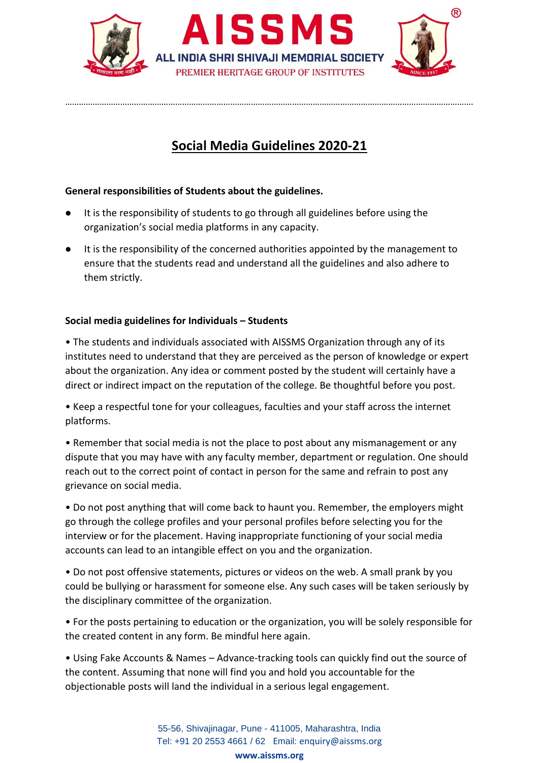## Social Media Guidelines 2020-21

**General responsibilities of Students about the guidelines.**

- It is the responsibility of students to go through all guidelines before using the organization's social media platforms in any capacity.
- It is the responsibility of the concerned authorities appointed by the management to ensure that the students read and understand all the guidelines and also adhere to them strictly.

**Social media guidelines for Individuals – Students**

• The students and individuals associated with AISSMS Organization through any of its institutes need to understand that they are perceived as the person of knowledge or expert about the organization. Any idea or comment posted by the student will certainly have a direct or indirect impact on the reputation of the college. Be thoughtful before you post.

• Keep a respectful tone for your colleagues, faculties and your staff across the internet platforms.

• Remember that social media is not the place to post about any mismanagement or any dispute that you may have with any faculty member, department or regulation. One should reach out to the correct point of contact in person for the same and refrain to post any grievance on social media.

• Do not post anything that will come back to haunt you. Remember, the employers might go through the college profiles and your personal profiles before selecting you for the interview or for the placement. Having inappropriate functioning of your social media accounts can lead to an intangible effect on you and the organization.

• Do not post offensive statements, pictures or videos on the web. A small prank by you could be bullying or harassment for someone else. Any such cases will be taken seriously by the disciplinary committee of the organization.

• For the posts pertaining to education or the organization, you will be solely responsible for the created content in any form. Be mindful here again.

• Using Fake Accounts & Names – Advance-tracking tools can quickly find out the source of the content. Assuming that none will find you and hold you accountable for the objectionable posts will land the individual in a serious legal engagement.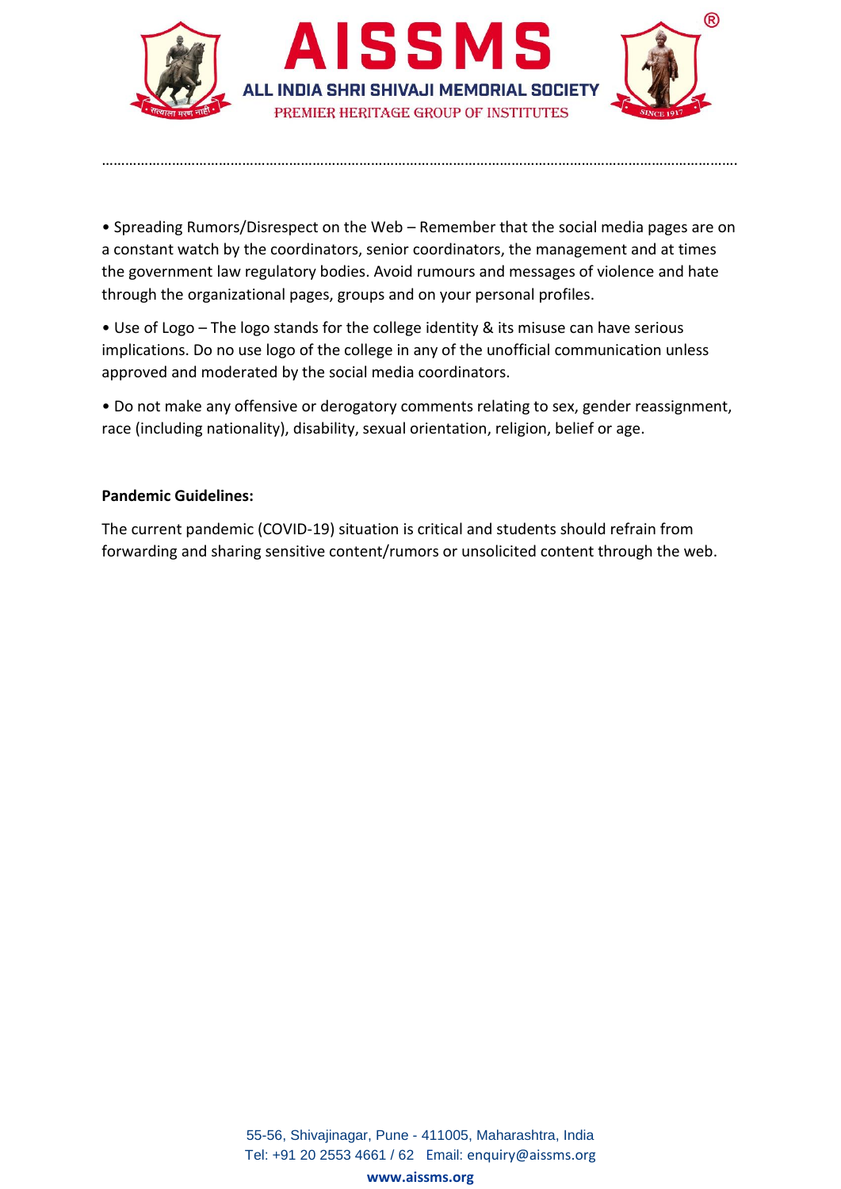• Spreading Rumors/Disrespect on the Web – Remember that the social media pages are on a constant watch by the coordinators, senior coordinators, the management and at times the government law regulatory bodies. Avoid rumours and messages of violence and hate through the organizational pages, groups and on your personal profiles.

• Use of Logo – The logo stands for the college identity & its misuse can have serious implications. Do no use logo of the college in any of the unofficial communication unless approved and moderated by the social media coordinators.

• Do not make any offensive or derogatory comments relating to sex, gender reassignment, race (including nationality), disability, sexual orientation, religion, belief or age.

**Pandemic Guidelines:**

The current pandemic (COVID-19) situation is critical and students should refrain from forwarding and sharing sensitive content/rumors or unsolicited content through the web.